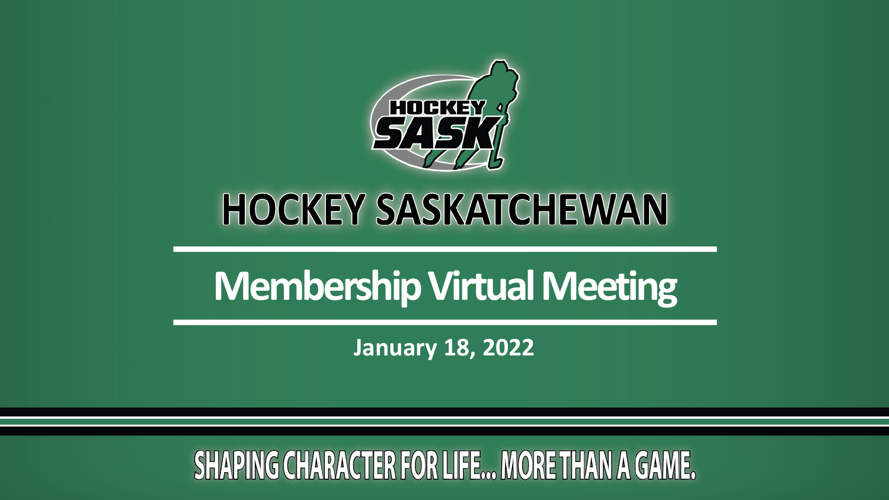# HOCKEY SASKATCHEWAN

## Membership Virtual Meeting

**January 18, 2022**

SHAPING CHARACTER FOR LIFE... MORE THAN A GAME.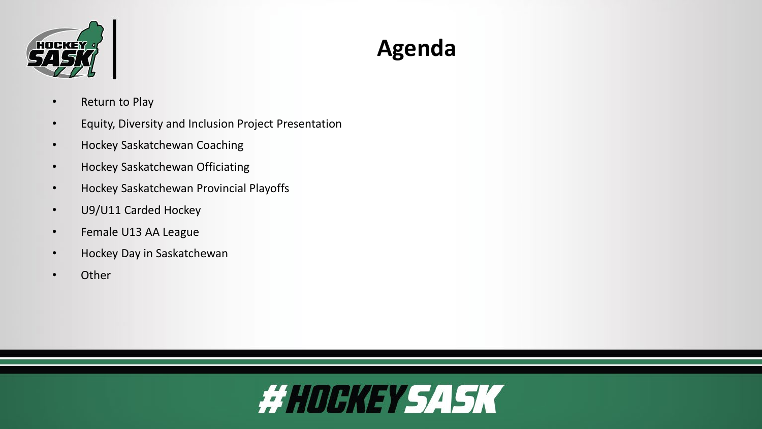# Agenda

- Return to Play
- Equity, Diversity and Inclusion Project Presentation
- Hockey Saskatchewan Coaching
- Hockey Saskatchewan Officiating
- Hockey Saskatchewan Provincial Playoffs
- U9/U11 Carded Hockey
- Female U13 AA League
- Hockey Day in Saskatchewan
- Other

#HOCKEYSASK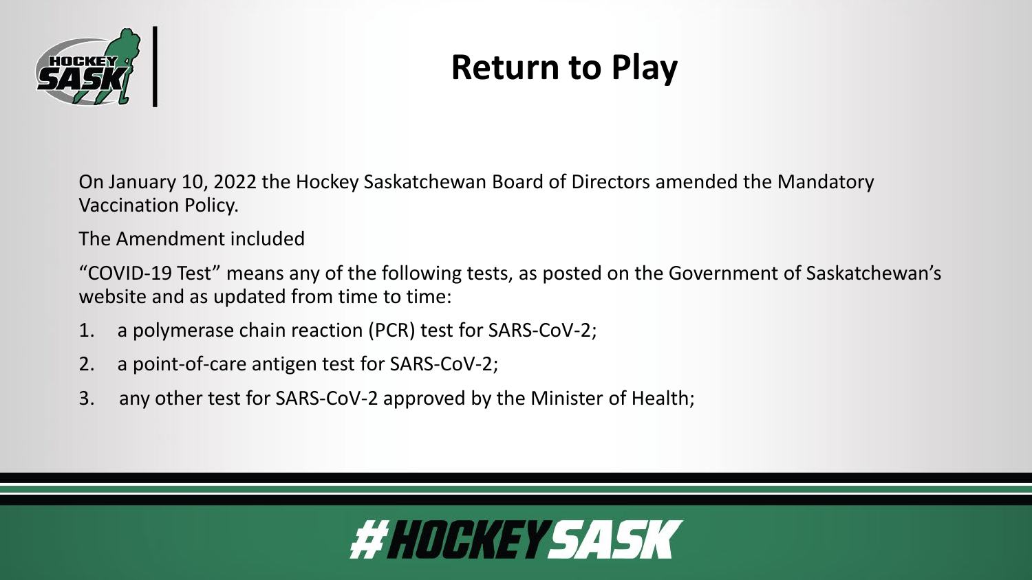# Return to Play

On January 10, 2022 the Hockey Saskatchewan Board of Directors amended the Mandatory Vaccination Policy.

The Amendment included

“COVID-19 Test” means any of the following tests, as posted on the Government of Saskatchewan’s website and as updated from time to time:

1. a polymerase chain reaction (PCR) test for SARS-CoV-2;
2. a point-of-care antigen test for SARS-CoV-2;
3. any other test for SARS-CoV-2 approved by the Minister of Health;

#HOCKEYSASK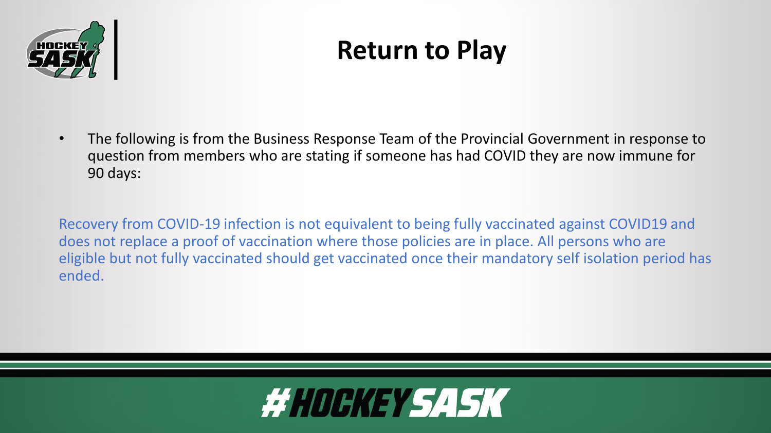# Return to Play

- The following is from the Business Response Team of the Provincial Government in response to question from members who are stating if someone has had COVID they are now immune for 90 days:

Recovery from COVID-19 infection is not equivalent to being fully vaccinated against COVID19 and does not replace a proof of vaccination where those policies are in place. All persons who are eligible but not fully vaccinated should get vaccinated once their mandatory self isolation period has ended.

#HOCKEYSASK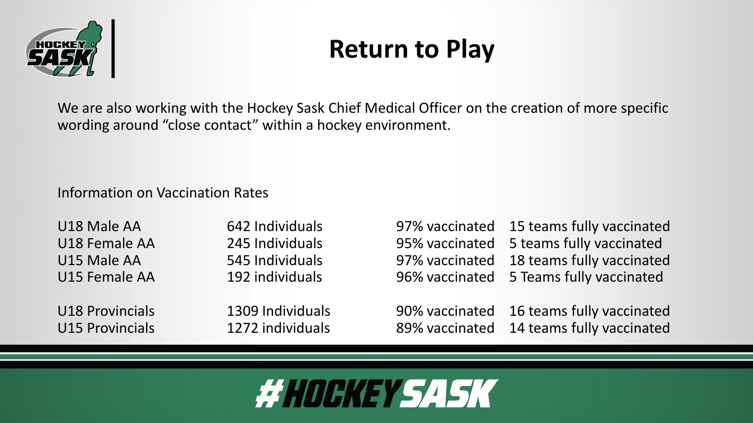# Return to Play

We are also working with the Hockey Sask Chief Medical Officer on the creation of more specific wording around "close contact" within a hockey environment.

Information on Vaccination Rates

| | | | |
|---|---|---|---|
| U18 Male AA | 642 Individuals | 97% vaccinated | 15 teams fully vaccinated |
| U18 Female AA | 245 Individuals | 95% vaccinated | 5 teams fully vaccinated |
| U15 Male AA | 545 Individuals | 97% vaccinated | 18 teams fully vaccinated |
| U15 Female AA | 192 individuals | 96% vaccinated | 5 Teams fully vaccinated |
| U18 Provincials | 1309 Individuals | 90% vaccinated | 16 teams fully vaccinated |
| U15 Provincials | 1272 individuals | 89% vaccinated | 14 teams fully vaccinated |

#HOCKEYSASK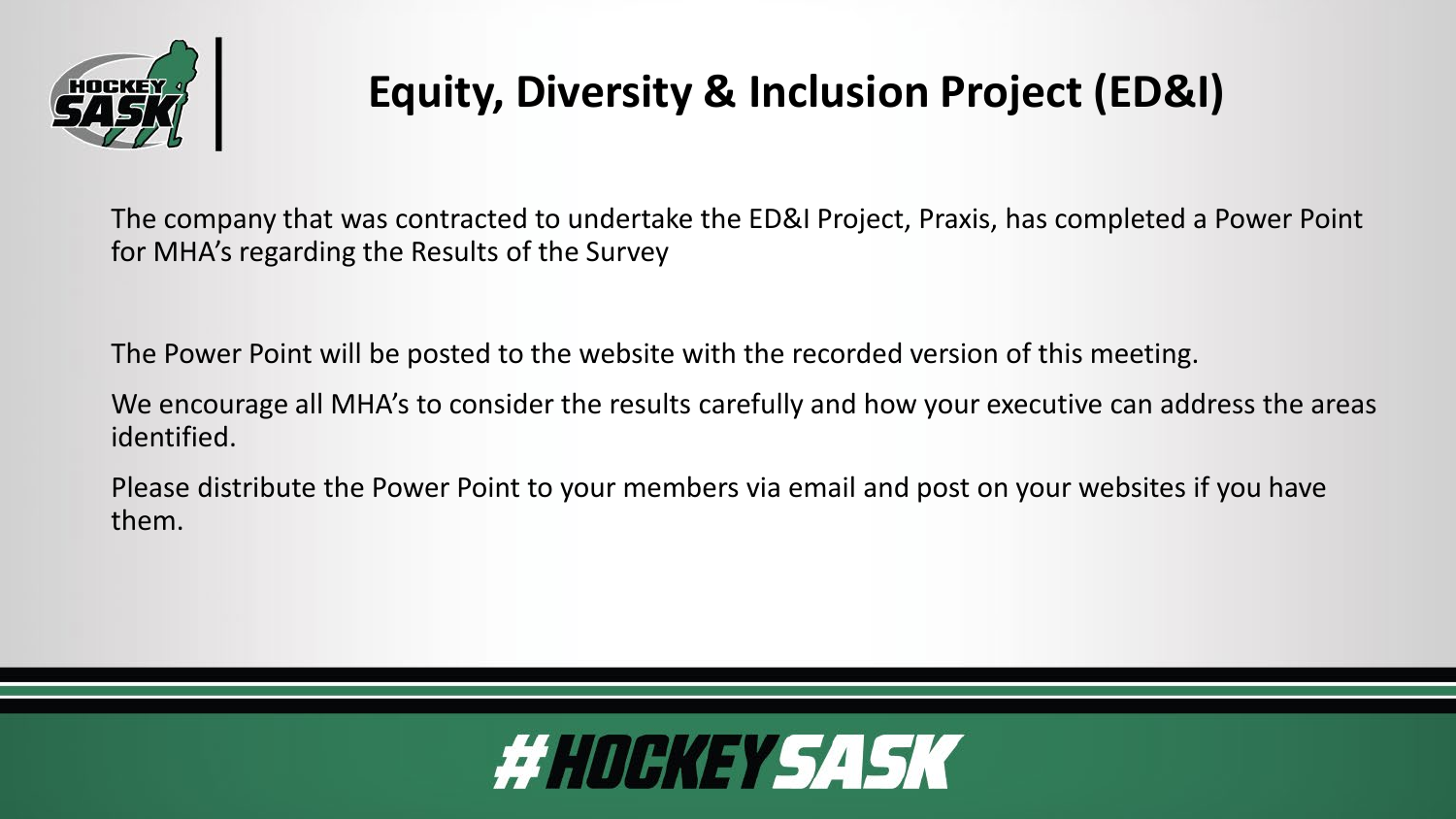# Equity, Diversity & Inclusion Project (ED&I)

The company that was contracted to undertake the ED&I Project, Praxis, has completed a Power Point for MHA's regarding the Results of the Survey

The Power Point will be posted to the website with the recorded version of this meeting.

We encourage all MHA's to consider the results carefully and how your executive can address the areas identified.

Please distribute the Power Point to your members via email and post on your websites if you have them.

#HOCKEYSASK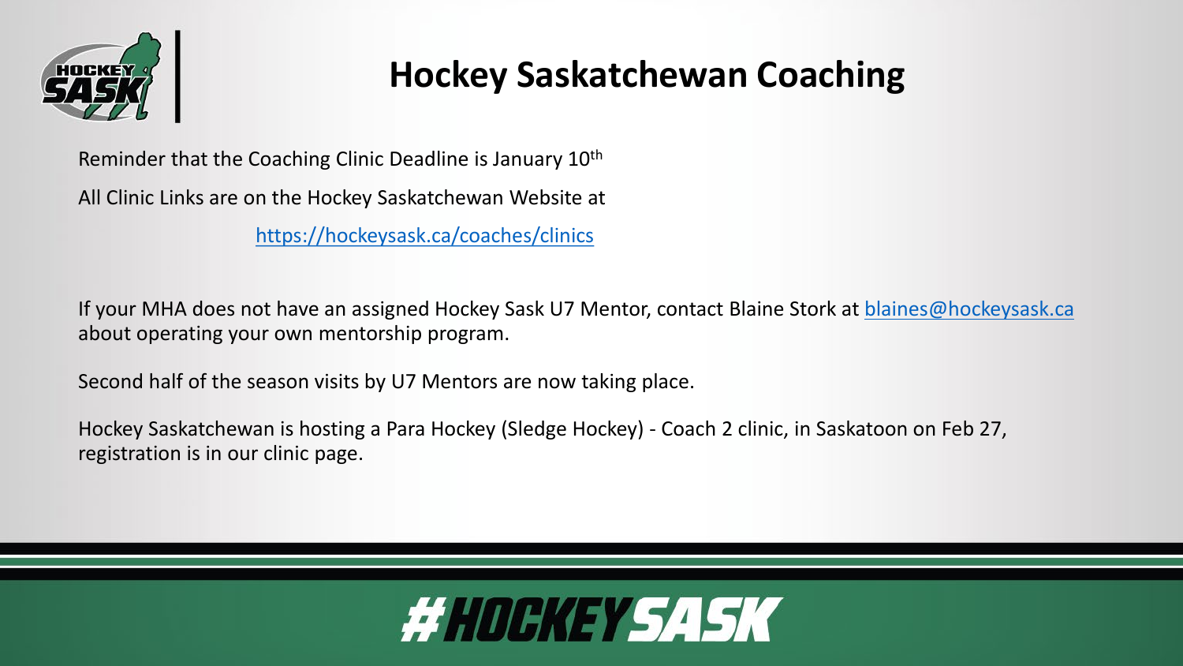# Hockey Saskatchewan Coaching

Reminder that the Coaching Clinic Deadline is January 10th

All Clinic Links are on the Hockey Saskatchewan Website at

https://hockeysask.ca/coaches/clinics

If your MHA does not have an assigned Hockey Sask U7 Mentor, contact Blaine Stork at blaines@hockeysask.ca about operating your own mentorship program.

Second half of the season visits by U7 Mentors are now taking place.

Hockey Saskatchewan is hosting a Para Hockey (Sledge Hockey) - Coach 2 clinic, in Saskatoon on Feb 27, registration is in our clinic page.

#HOCKEYSASK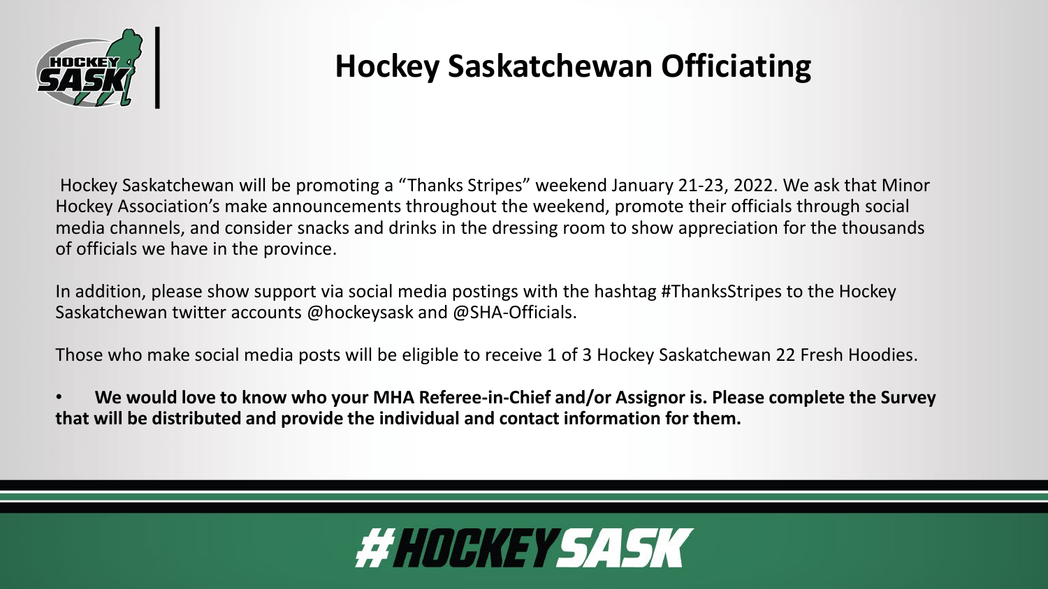# Hockey Saskatchewan Officiating

Hockey Saskatchewan will be promoting a “Thanks Stripes” weekend January 21-23, 2022. We ask that Minor Hockey Association’s make announcements throughout the weekend, promote their officials through social media channels, and consider snacks and drinks in the dressing room to show appreciation for the thousands of officials we have in the province.

In addition, please show support via social media postings with the hashtag #ThanksStripes to the Hockey Saskatchewan twitter accounts @hockeysask and @SHA-Officials.

Those who make social media posts will be eligible to receive 1 of 3 Hockey Saskatchewan 22 Fresh Hoodies.

- **We would love to know who your MHA Referee-in-Chief and/or Assignor is. Please complete the Survey that will be distributed and provide the individual and contact information for them.**

#HOCKEYSASK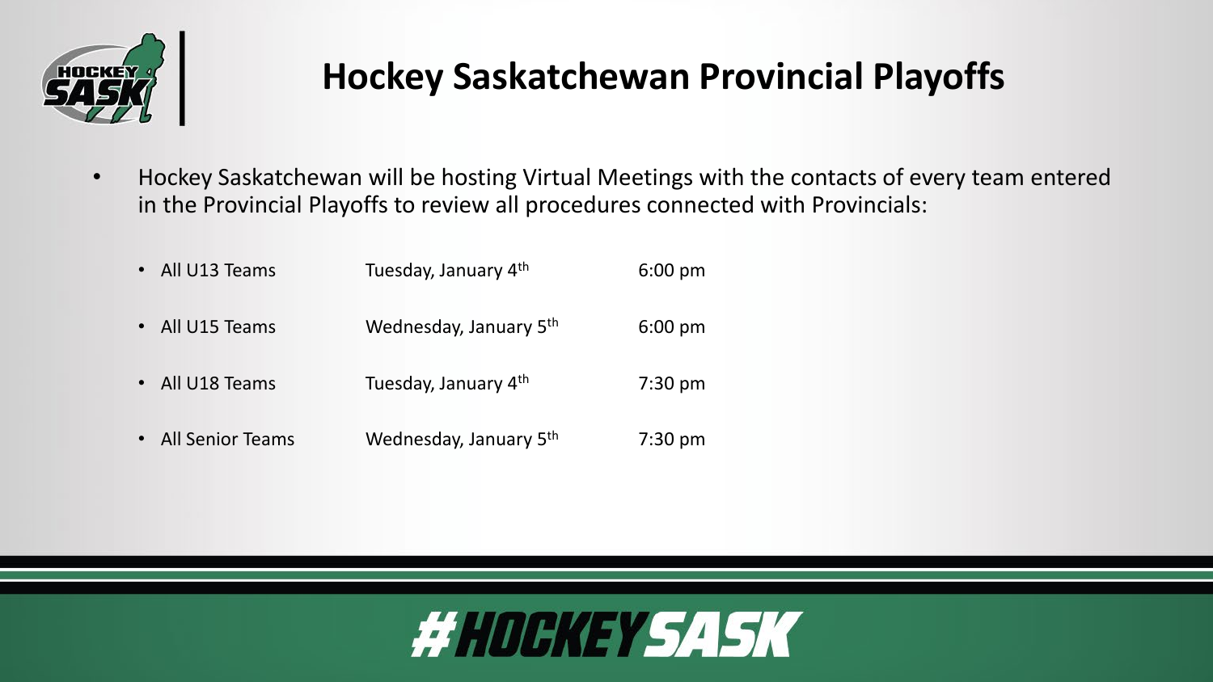# Hockey Saskatchewan Provincial Playoffs

- Hockey Saskatchewan will be hosting Virtual Meetings with the contacts of every team entered in the Provincial Playoffs to review all procedures connected with Provincials:

  - All U13 Teams — Tuesday, January 4th — 6:00 pm
  - All U15 Teams — Wednesday, January 5th — 6:00 pm
  - All U18 Teams — Tuesday, January 4th — 7:30 pm
  - All Senior Teams — Wednesday, January 5th — 7:30 pm

#HOCKEYSASK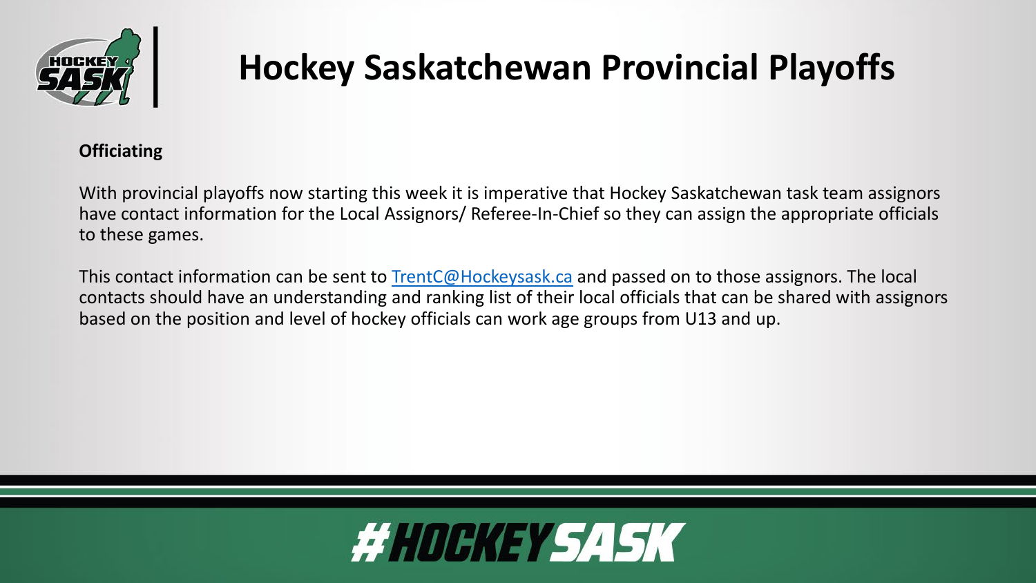# Hockey Saskatchewan Provincial Playoffs

**Officiating**

With provincial playoffs now starting this week it is imperative that Hockey Saskatchewan task team assignors have contact information for the Local Assignors/ Referee-In-Chief so they can assign the appropriate officials to these games.

This contact information can be sent to TrentC@Hockeysask.ca and passed on to those assignors. The local contacts should have an understanding and ranking list of their local officials that can be shared with assignors based on the position and level of hockey officials can work age groups from U13 and up.

#HOCKEYSASK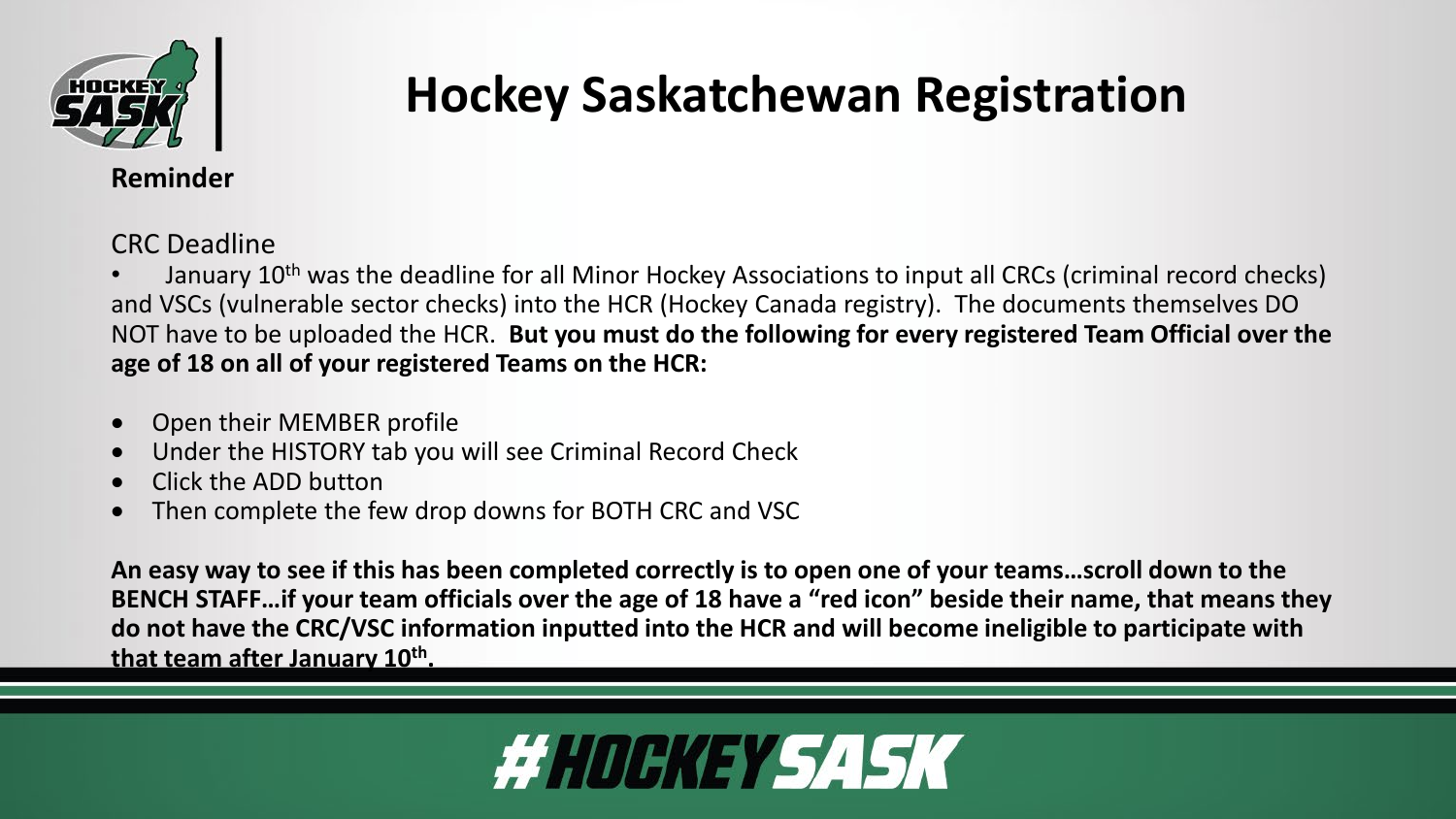# Hockey Saskatchewan Registration

**Reminder**

CRC Deadline

- January 10th was the deadline for all Minor Hockey Associations to input all CRCs (criminal record checks) and VSCs (vulnerable sector checks) into the HCR (Hockey Canada registry). The documents themselves DO NOT have to be uploaded the HCR. **But you must do the following for every registered Team Official over the age of 18 on all of your registered Teams on the HCR:**

- Open their MEMBER profile
- Under the HISTORY tab you will see Criminal Record Check
- Click the ADD button
- Then complete the few drop downs for BOTH CRC and VSC

**An easy way to see if this has been completed correctly is to open one of your teams…scroll down to the BENCH STAFF…if your team officials over the age of 18 have a "red icon" beside their name, that means they do not have the CRC/VSC information inputted into the HCR and will become ineligible to participate with that team after January 10th.**

#HOCKEYSASK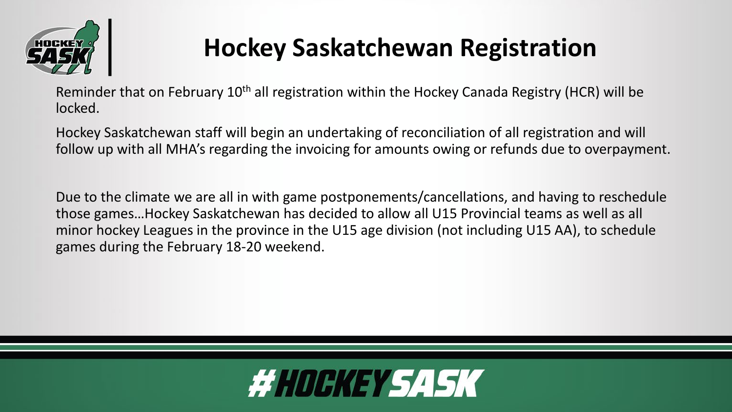# Hockey Saskatchewan Registration

Reminder that on February 10th all registration within the Hockey Canada Registry (HCR) will be locked.

Hockey Saskatchewan staff will begin an undertaking of reconciliation of all registration and will follow up with all MHA's regarding the invoicing for amounts owing or refunds due to overpayment.

Due to the climate we are all in with game postponements/cancellations, and having to reschedule those games…Hockey Saskatchewan has decided to allow all U15 Provincial teams as well as all minor hockey Leagues in the province in the U15 age division (not including U15 AA), to schedule games during the February 18-20 weekend.

#HOCKEYSASK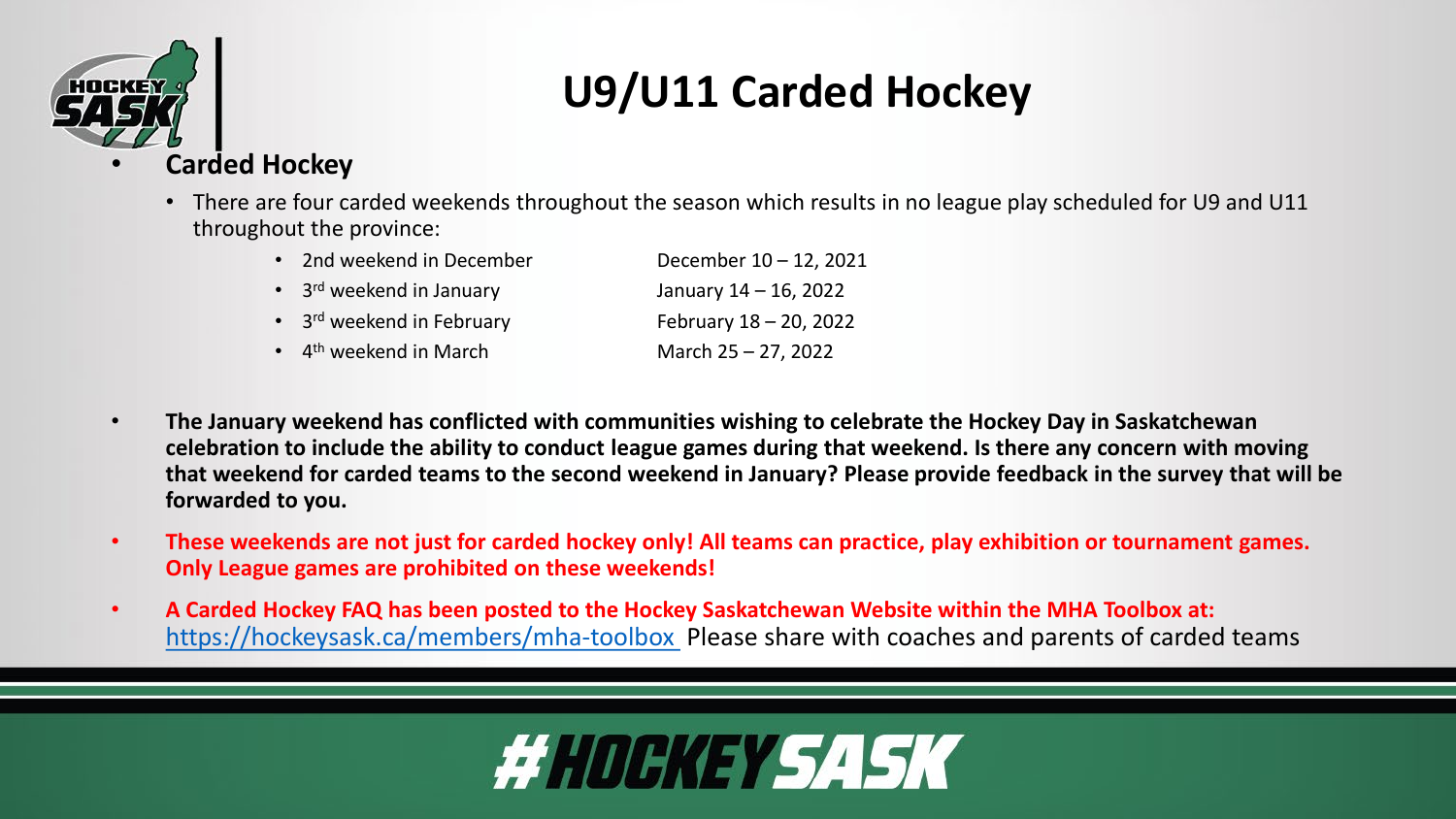# U9/U11 Carded Hockey

- **Carded Hockey**
  - There are four carded weekends throughout the season which results in no league play scheduled for U9 and U11 throughout the province:
    - 2nd weekend in December — December 10 – 12, 2021
    - 3rd weekend in January — January 14 – 16, 2022
    - 3rd weekend in February — February 18 – 20, 2022
    - 4th weekend in March — March 25 – 27, 2022

- **The January weekend has conflicted with communities wishing to celebrate the Hockey Day in Saskatchewan celebration to include the ability to conduct league games during that weekend. Is there any concern with moving that weekend for carded teams to the second weekend in January? Please provide feedback in the survey that will be forwarded to you.**

- **These weekends are not just for carded hockey only! All teams can practice, play exhibition or tournament games. Only League games are prohibited on these weekends!**

- **A Carded Hockey FAQ has been posted to the Hockey Saskatchewan Website within the MHA Toolbox at:** https://hockeysask.ca/members/mha-toolbox Please share with coaches and parents of carded teams

#HOCKEYSASK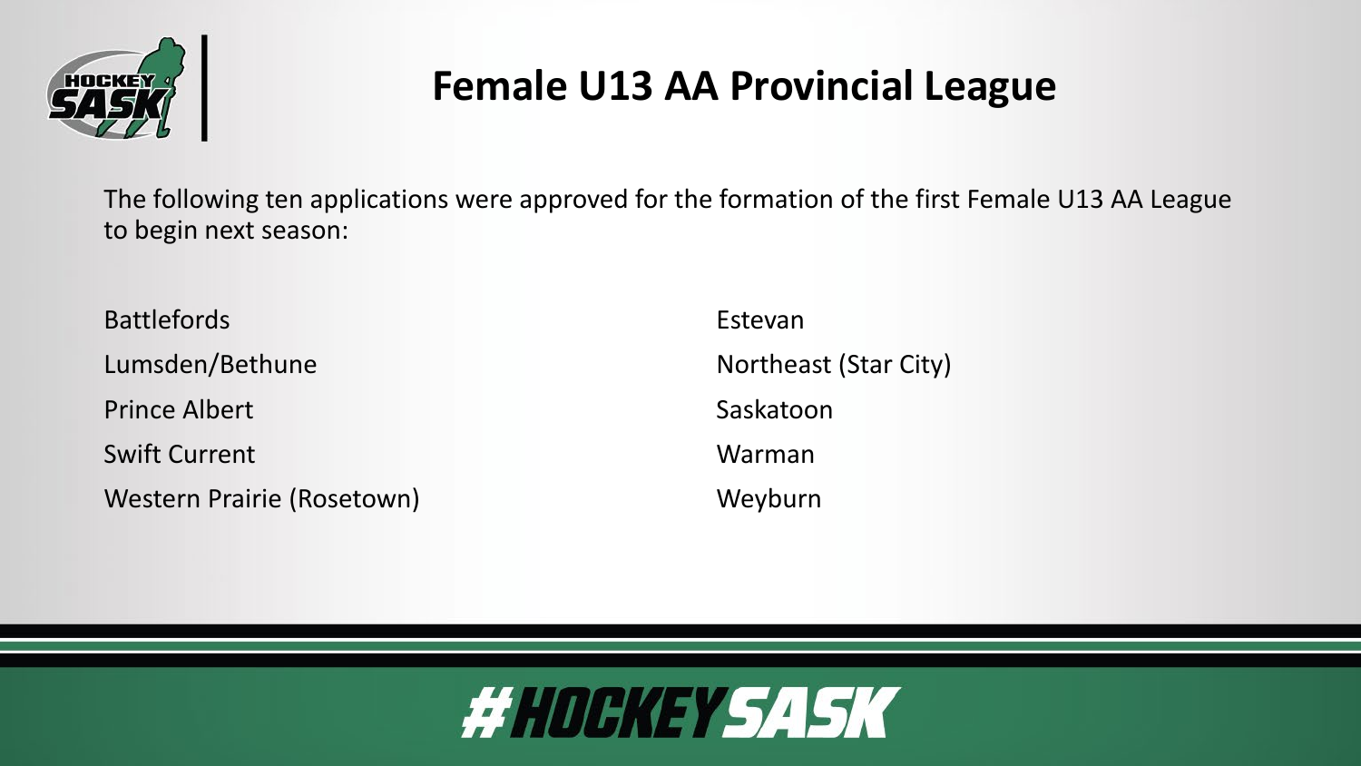# Female U13 AA Provincial League

The following ten applications were approved for the formation of the first Female U13 AA League to begin next season:

- Battlefords
- Lumsden/Bethune
- Prince Albert
- Swift Current
- Western Prairie (Rosetown)
- Estevan
- Northeast (Star City)
- Saskatoon
- Warman
- Weyburn

#HOCKEYSASK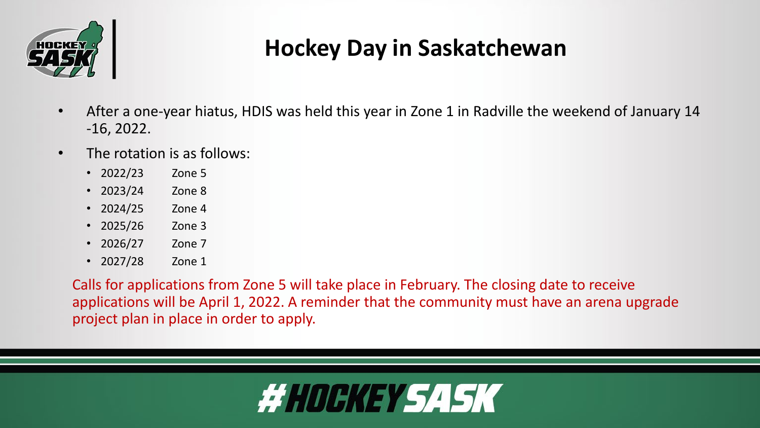# Hockey Day in Saskatchewan

- After a one-year hiatus, HDIS was held this year in Zone 1 in Radville the weekend of January 14 -16, 2022.
- The rotation is as follows:
  - 2022/23 Zone 5
  - 2023/24 Zone 8
  - 2024/25 Zone 4
  - 2025/26 Zone 3
  - 2026/27 Zone 7
  - 2027/28 Zone 1

Calls for applications from Zone 5 will take place in February. The closing date to receive applications will be April 1, 2022. A reminder that the community must have an arena upgrade project plan in place in order to apply.

#HOCKEYSASK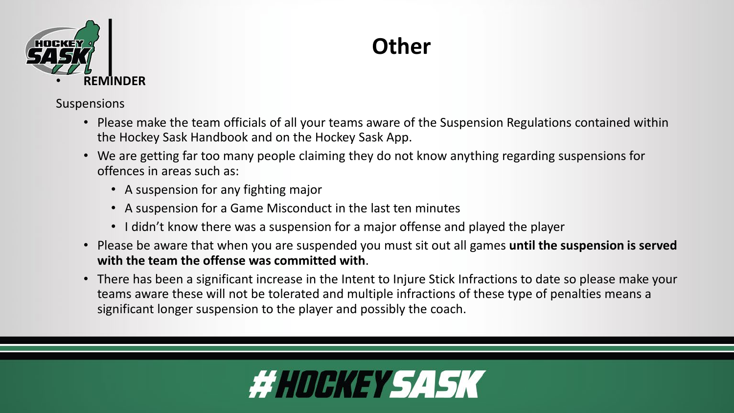# Other

- **REMINDER**

Suspensions

- Please make the team officials of all your teams aware of the Suspension Regulations contained within the Hockey Sask Handbook and on the Hockey Sask App.
- We are getting far too many people claiming they do not know anything regarding suspensions for offences in areas such as:
  - A suspension for any fighting major
  - A suspension for a Game Misconduct in the last ten minutes
  - I didn't know there was a suspension for a major offense and played the player
- Please be aware that when you are suspended you must sit out all games **until the suspension is served with the team the offense was committed with**.
- There has been a significant increase in the Intent to Injure Stick Infractions to date so please make your teams aware these will not be tolerated and multiple infractions of these type of penalties means a significant longer suspension to the player and possibly the coach.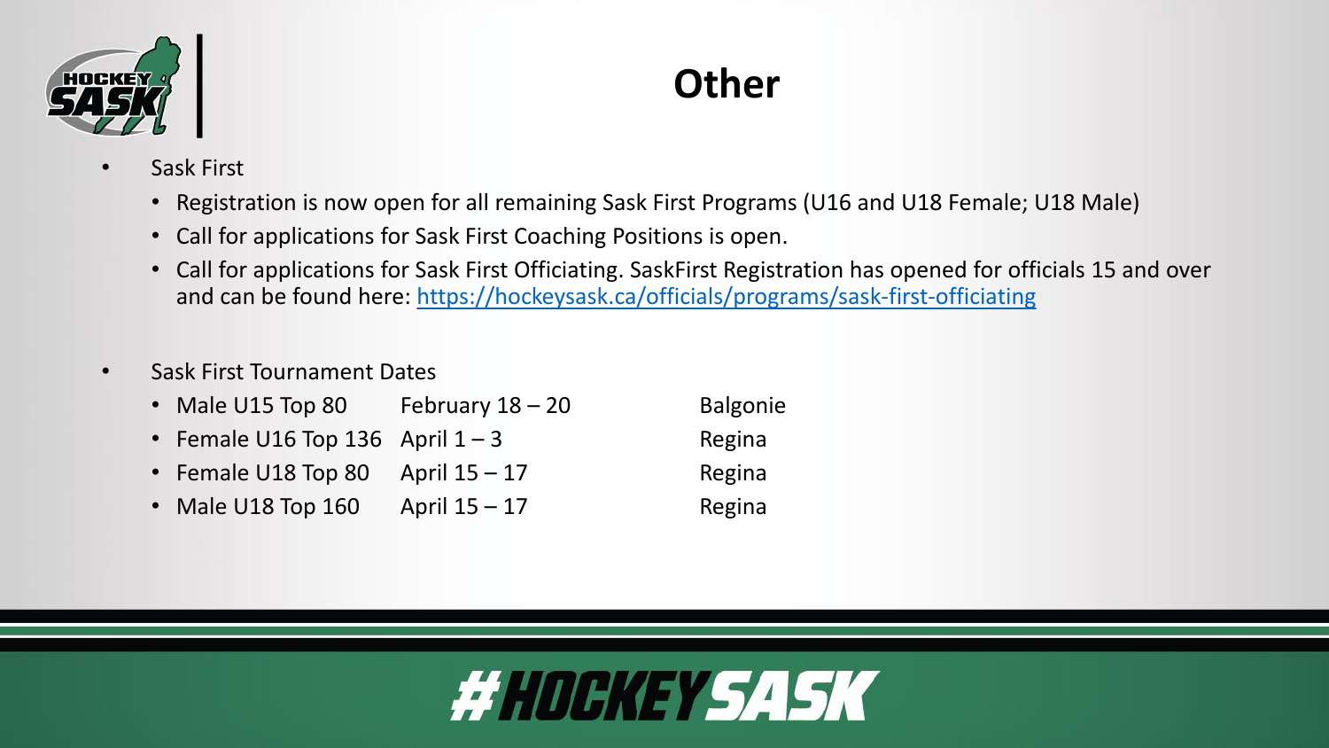# Other

- Sask First
  - Registration is now open for all remaining Sask First Programs (U16 and U18 Female; U18 Male)
  - Call for applications for Sask First Coaching Positions is open.
  - Call for applications for Sask First Officiating. SaskFirst Registration has opened for officials 15 and over and can be found here: https://hockeysask.ca/officials/programs/sask-first-officiating

- Sask First Tournament Dates
  - Male U15 Top 80 — February 18 – 20 — Balgonie
  - Female U16 Top 136 — April 1 – 3 — Regina
  - Female U18 Top 80 — April 15 – 17 — Regina
  - Male U18 Top 160 — April 15 – 17 — Regina

#HOCKEYSASK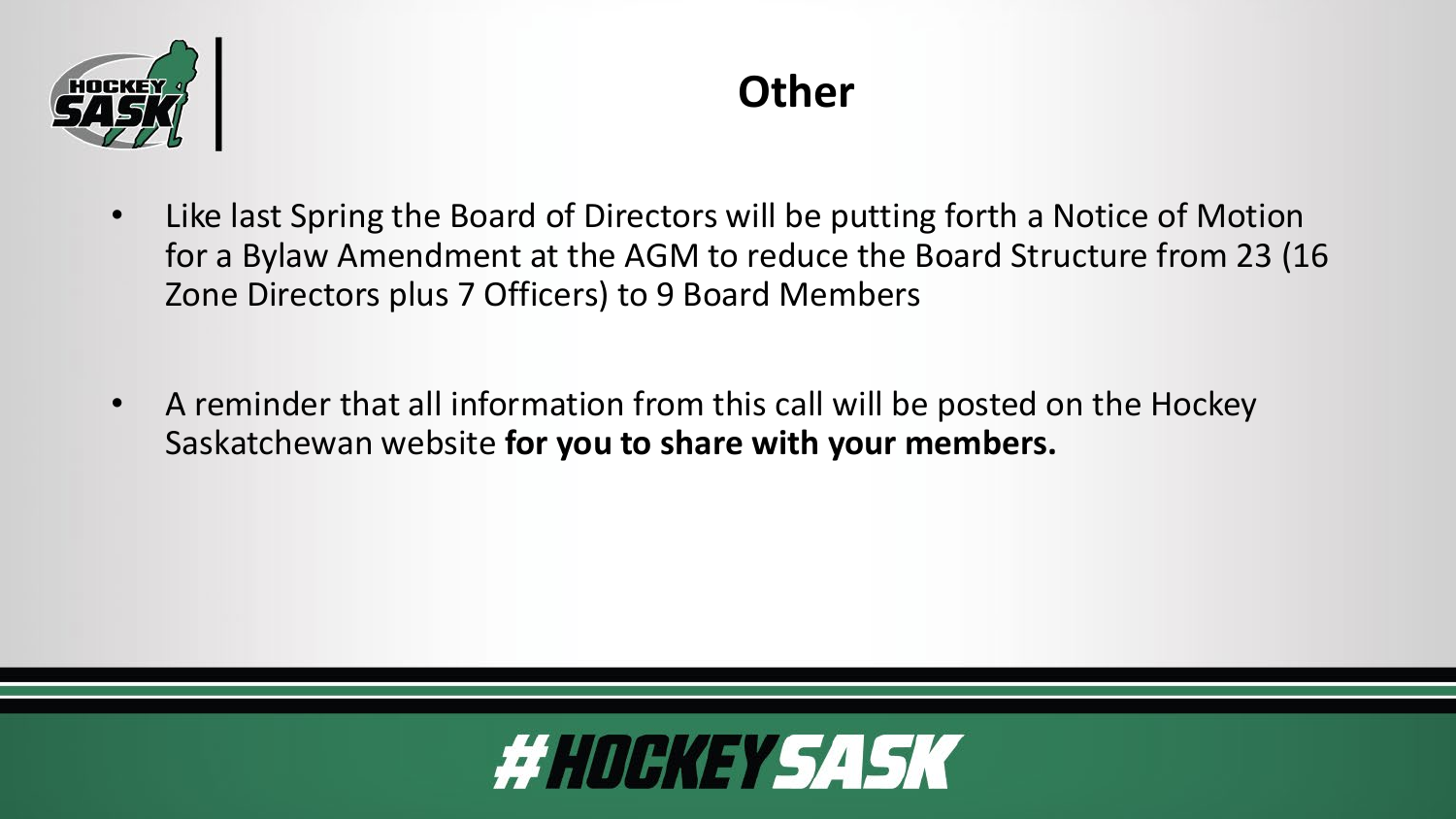# Other

- Like last Spring the Board of Directors will be putting forth a Notice of Motion for a Bylaw Amendment at the AGM to reduce the Board Structure from 23 (16 Zone Directors plus 7 Officers) to 9 Board Members

- A reminder that all information from this call will be posted on the Hockey Saskatchewan website **for you to share with your members.**

#HOCKEYSASK